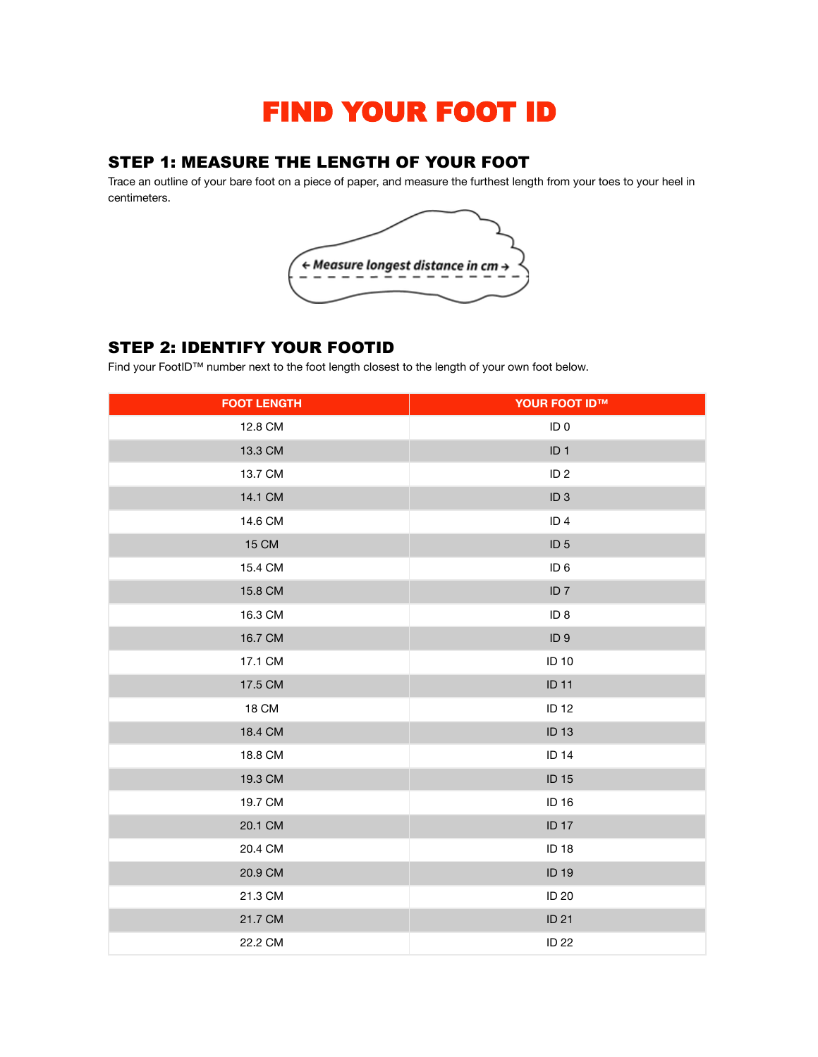# FIND YOUR FOOT ID

## STEP 1: MEASURE THE LENGTH OF YOUR FOOT

Trace an outline of your bare foot on a piece of paper, and measure the furthest length from your toes to your heel in centimeters.

← Measure longest distance in cm →

## STEP 2: IDENTIFY YOUR FOOTID

Find your FootID™ number next to the foot length closest to the length of your own foot below.

| FOOT LENGTH | YOUR FOOT ID™ |
|---|---|
| 12.8 CM | ID 0 |
| 13.3 CM | ID 1 |
| 13.7 CM | ID 2 |
| 14.1 CM | ID 3 |
| 14.6 CM | ID 4 |
| 15 CM | ID 5 |
| 15.4 CM | ID 6 |
| 15.8 CM | ID 7 |
| 16.3 CM | ID 8 |
| 16.7 CM | ID 9 |
| 17.1 CM | ID 10 |
| 17.5 CM | ID 11 |
| 18 CM | ID 12 |
| 18.4 CM | ID 13 |
| 18.8 CM | ID 14 |
| 19.3 CM | ID 15 |
| 19.7 CM | ID 16 |
| 20.1 CM | ID 17 |
| 20.4 CM | ID 18 |
| 20.9 CM | ID 19 |
| 21.3 CM | ID 20 |
| 21.7 CM | ID 21 |
| 22.2 CM | ID 22 |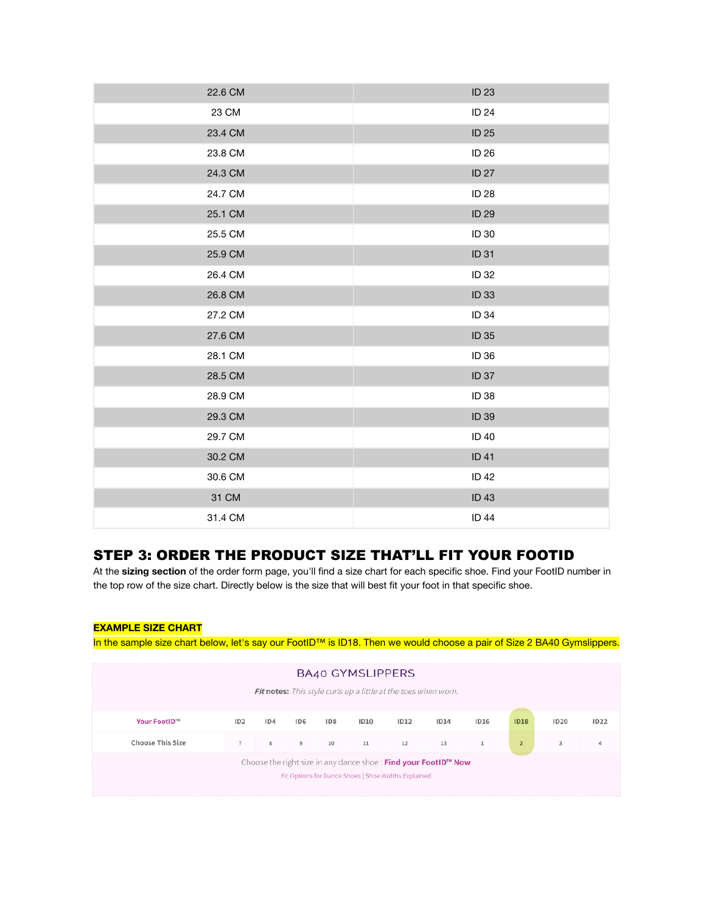| | |
|---|---|
| 22.6 CM | ID 23 |
| 23 CM | ID 24 |
| 23.4 CM | ID 25 |
| 23.8 CM | ID 26 |
| 24.3 CM | ID 27 |
| 24.7 CM | ID 28 |
| 25.1 CM | ID 29 |
| 25.5 CM | ID 30 |
| 25.9 CM | ID 31 |
| 26.4 CM | ID 32 |
| 26.8 CM | ID 33 |
| 27.2 CM | ID 34 |
| 27.6 CM | ID 35 |
| 28.1 CM | ID 36 |
| 28.5 CM | ID 37 |
| 28.9 CM | ID 38 |
| 29.3 CM | ID 39 |
| 29.7 CM | ID 40 |
| 30.2 CM | ID 41 |
| 30.6 CM | ID 42 |
| 31 CM | ID 43 |
| 31.4 CM | ID 44 |

## STEP 3: ORDER THE PRODUCT SIZE THAT'LL FIT YOUR FOOTID

At the **sizing section** of the order form page, you'll find a size chart for each specific shoe. Find your FootID number in the top row of the size chart. Directly below is the size that will best fit your foot in that specific shoe.

**EXAMPLE SIZE CHART**

In the sample size chart below, let's say our FootID™ is ID18. Then we would choose a pair of Size 2 BA40 Gymslippers.

BA40 GYMSLIPPERS

***Fit* notes:** *This style curls up a little at the toes when worn.*

| Your FootID™ | ID2 | ID4 | ID6 | ID8 | ID10 | ID12 | ID14 | ID16 | ID18 | ID20 | ID22 |
|---|---|---|---|---|---|---|---|---|---|---|---|
| Choose This Size | 7 | 8 | 9 | 10 | 11 | 12 | 13 | 1 | 2 | 3 | 4 |

Choose the right size in any dance shoe : **Find your FootID™ Now**

Fit Options for Dance Shoes | Shoe Widths Explained